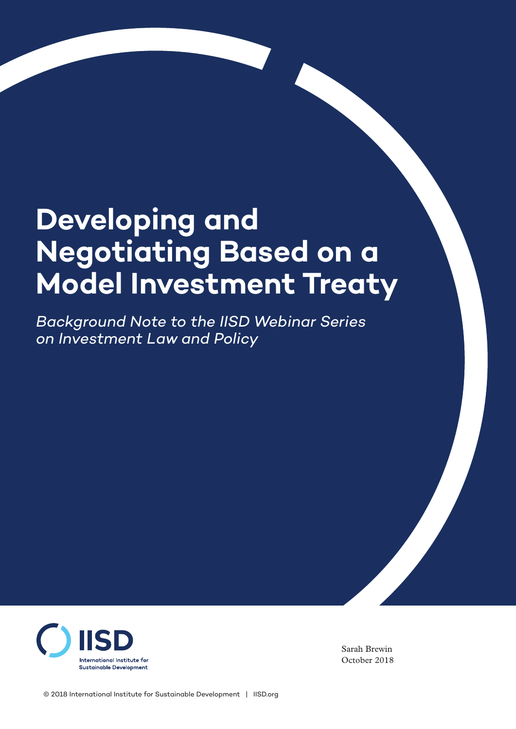# Developing and Negotiating Based on a Model Investment Treaty

*Background Note to the IISD Webinar Series on Investment Law and Policy*

IISD
International Institute for Sustainable Development

Sarah Brewin
October 2018

© 2018 International Institute for Sustainable Development | IISD.org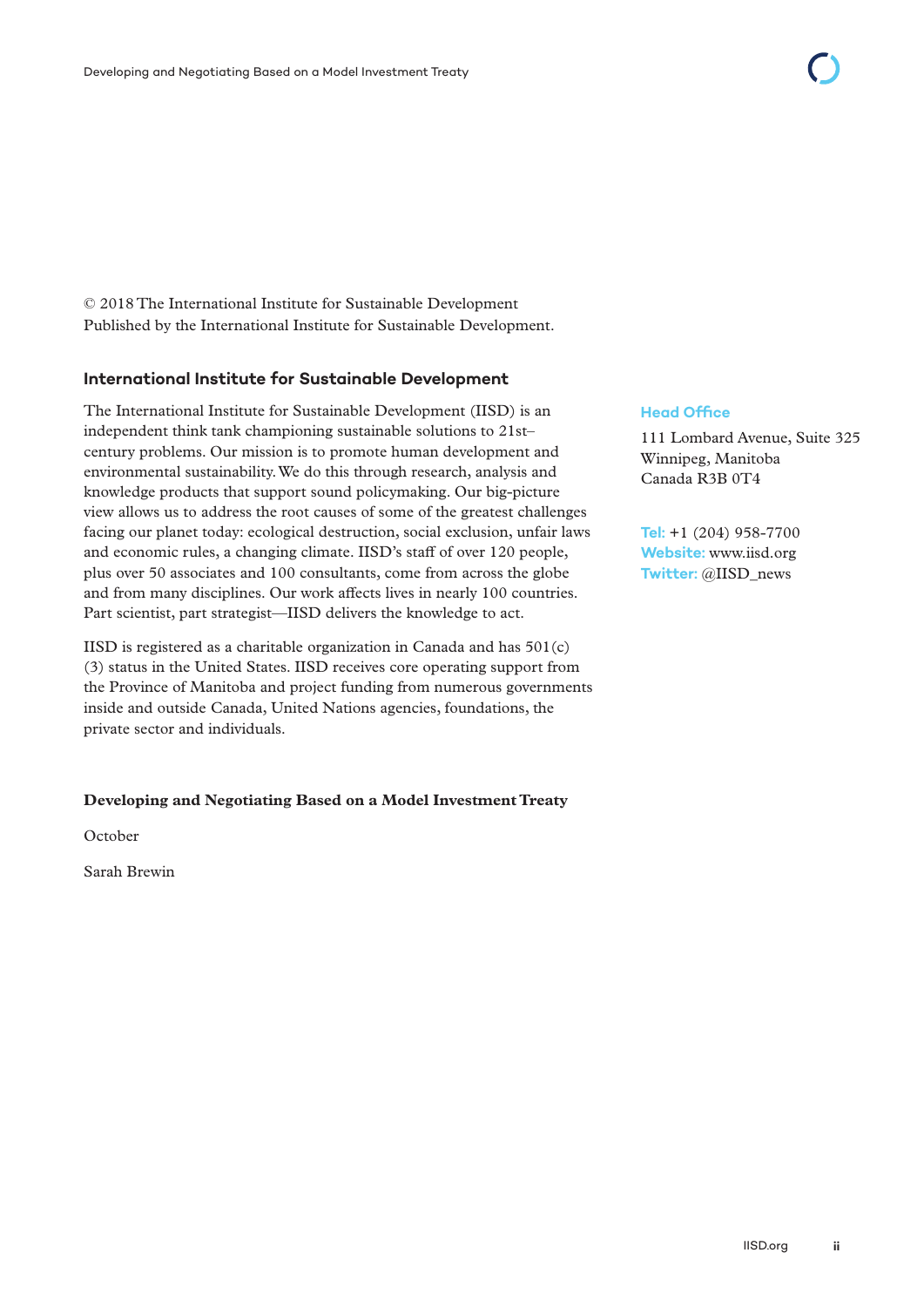© 2018 The International Institute for Sustainable Development
Published by the International Institute for Sustainable Development.

## International Institute for Sustainable Development

The International Institute for Sustainable Development (IISD) is an independent think tank championing sustainable solutions to 21st–century problems. Our mission is to promote human development and environmental sustainability. We do this through research, analysis and knowledge products that support sound policymaking. Our big-picture view allows us to address the root causes of some of the greatest challenges facing our planet today: ecological destruction, social exclusion, unfair laws and economic rules, a changing climate. IISD's staff of over 120 people, plus over 50 associates and 100 consultants, come from across the globe and from many disciplines. Our work affects lives in nearly 100 countries. Part scientist, part strategist—IISD delivers the knowledge to act.

IISD is registered as a charitable organization in Canada and has 501(c)(3) status in the United States. IISD receives core operating support from the Province of Manitoba and project funding from numerous governments inside and outside Canada, United Nations agencies, foundations, the private sector and individuals.

**Head Office**

111 Lombard Avenue, Suite 325
Winnipeg, Manitoba
Canada R3B 0T4

**Tel:** +1 (204) 958-7700
**Website:** www.iisd.org
**Twitter:** @IISD_news

**Developing and Negotiating Based on a Model Investment Treaty**

October

Sarah Brewin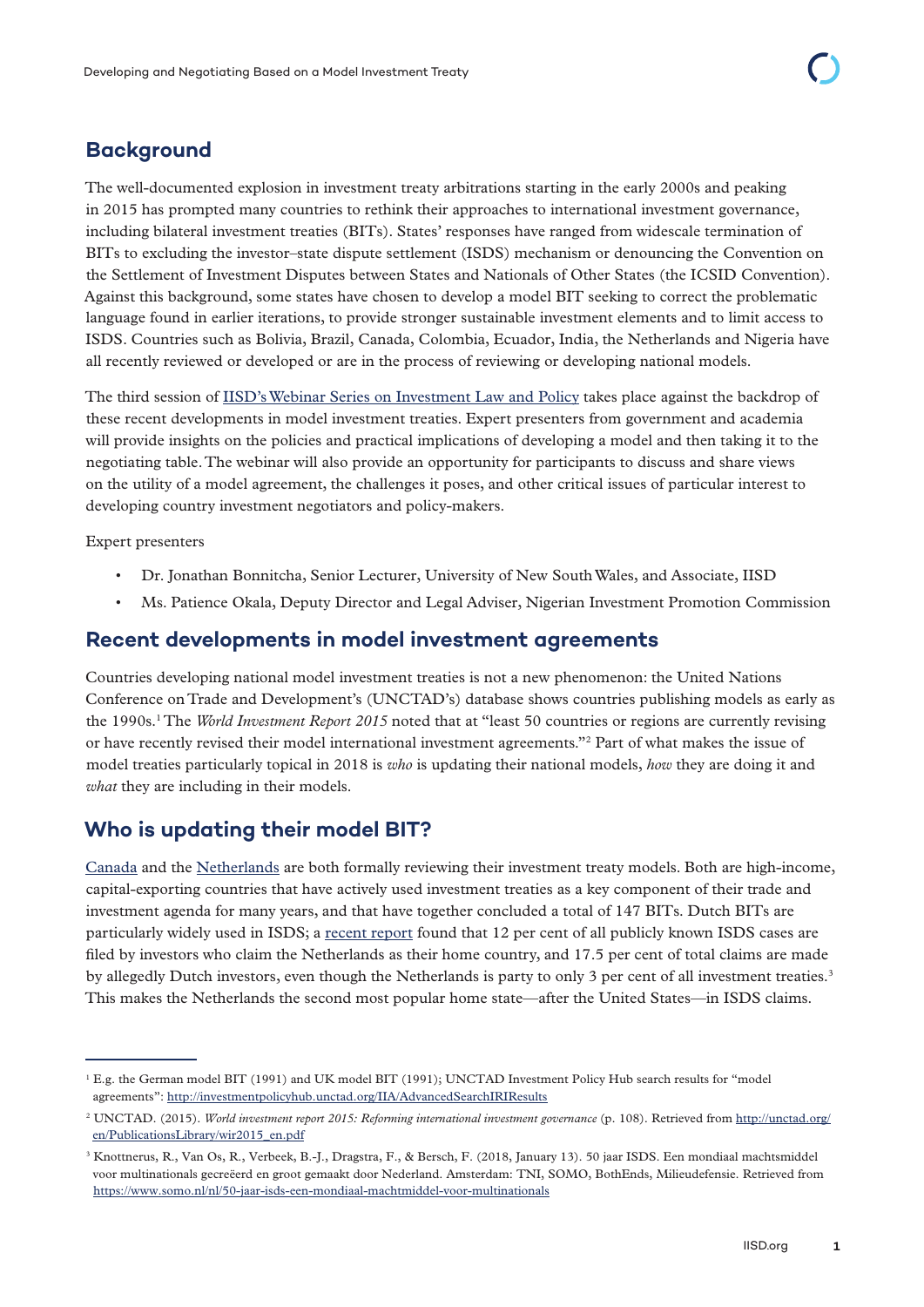## Background

The well-documented explosion in investment treaty arbitrations starting in the early 2000s and peaking in 2015 has prompted many countries to rethink their approaches to international investment governance, including bilateral investment treaties (BITs). States' responses have ranged from widescale termination of BITs to excluding the investor–state dispute settlement (ISDS) mechanism or denouncing the Convention on the Settlement of Investment Disputes between States and Nationals of Other States (the ICSID Convention). Against this background, some states have chosen to develop a model BIT seeking to correct the problematic language found in earlier iterations, to provide stronger sustainable investment elements and to limit access to ISDS. Countries such as Bolivia, Brazil, Canada, Colombia, Ecuador, India, the Netherlands and Nigeria have all recently reviewed or developed or are in the process of reviewing or developing national models.

The third session of IISD's Webinar Series on Investment Law and Policy takes place against the backdrop of these recent developments in model investment treaties. Expert presenters from government and academia will provide insights on the policies and practical implications of developing a model and then taking it to the negotiating table. The webinar will also provide an opportunity for participants to discuss and share views on the utility of a model agreement, the challenges it poses, and other critical issues of particular interest to developing country investment negotiators and policy-makers.

Expert presenters

- Dr. Jonathan Bonnitcha, Senior Lecturer, University of New South Wales, and Associate, IISD
- Ms. Patience Okala, Deputy Director and Legal Adviser, Nigerian Investment Promotion Commission

## Recent developments in model investment agreements

Countries developing national model investment treaties is not a new phenomenon: the United Nations Conference on Trade and Development's (UNCTAD's) database shows countries publishing models as early as the 1990s.[1] The *World Investment Report 2015* noted that at "least 50 countries or regions are currently revising or have recently revised their model international investment agreements."[2] Part of what makes the issue of model treaties particularly topical in 2018 is *who* is updating their national models, *how* they are doing it and *what* they are including in their models.

## Who is updating their model BIT?

Canada and the Netherlands are both formally reviewing their investment treaty models. Both are high-income, capital-exporting countries that have actively used investment treaties as a key component of their trade and investment agenda for many years, and that have together concluded a total of 147 BITs. Dutch BITs are particularly widely used in ISDS; a recent report found that 12 per cent of all publicly known ISDS cases are filed by investors who claim the Netherlands as their home country, and 17.5 per cent of total claims are made by allegedly Dutch investors, even though the Netherlands is party to only 3 per cent of all investment treaties.[3] This makes the Netherlands the second most popular home state—after the United States—in ISDS claims.

---

[1] E.g. the German model BIT (1991) and UK model BIT (1991); UNCTAD Investment Policy Hub search results for "model agreements": http://investmentpolicyhub.unctad.org/IIA/AdvancedSearchIRIResults

[2] UNCTAD. (2015). *World investment report 2015: Reforming international investment governance* (p. 108). Retrieved from http://unctad.org/en/PublicationsLibrary/wir2015_en.pdf

[3] Knottnerus, R., Van Os, R., Verbeek, B.-J., Dragstra, F., & Bersch, F. (2018, January 13). 50 jaar ISDS. Een mondiaal machtsmiddel voor multinationals gecreëerd en groot gemaakt door Nederland. Amsterdam: TNI, SOMO, BothEnds, Milieudefensie. Retrieved from https://www.somo.nl/nl/50-jaar-isds-een-mondiaal-machtmiddel-voor-multinationals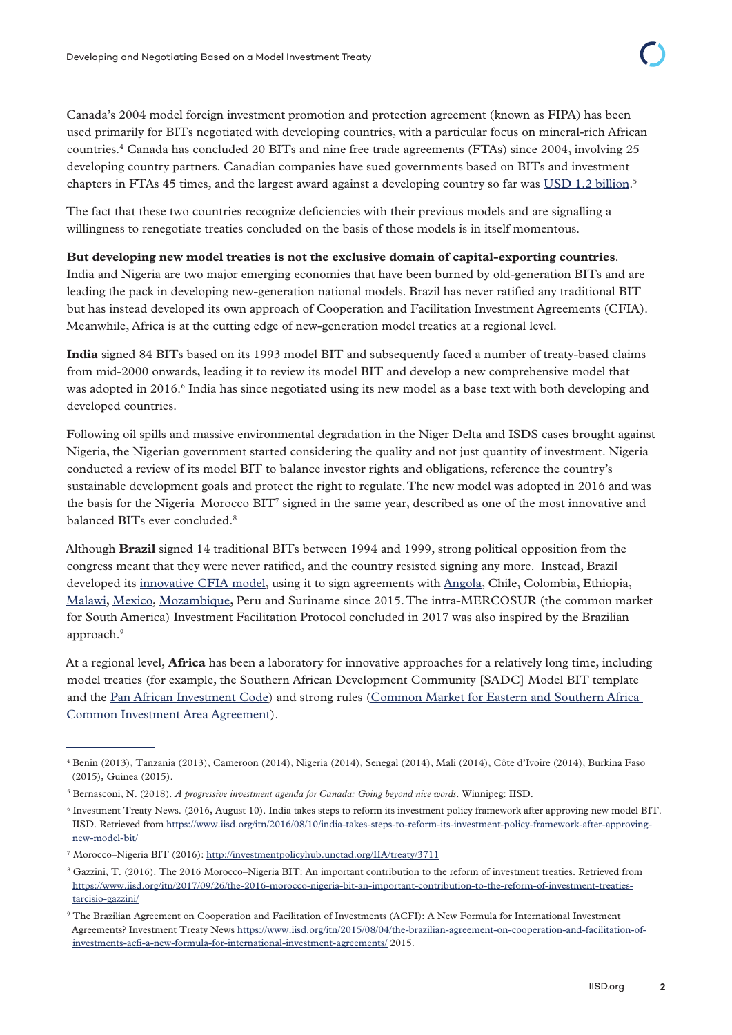Canada's 2004 model foreign investment promotion and protection agreement (known as FIPA) has been used primarily for BITs negotiated with developing countries, with a particular focus on mineral-rich African countries.[4] Canada has concluded 20 BITs and nine free trade agreements (FTAs) since 2004, involving 25 developing country partners. Canadian companies have sued governments based on BITs and investment chapters in FTAs 45 times, and the largest award against a developing country so far was USD 1.2 billion.[5]

The fact that these two countries recognize deficiencies with their previous models and are signalling a willingness to renegotiate treaties concluded on the basis of those models is in itself momentous.

**But developing new model treaties is not the exclusive domain of capital-exporting countries**. India and Nigeria are two major emerging economies that have been burned by old-generation BITs and are leading the pack in developing new-generation national models. Brazil has never ratified any traditional BIT but has instead developed its own approach of Cooperation and Facilitation Investment Agreements (CFIA). Meanwhile, Africa is at the cutting edge of new-generation model treaties at a regional level.

**India** signed 84 BITs based on its 1993 model BIT and subsequently faced a number of treaty-based claims from mid-2000 onwards, leading it to review its model BIT and develop a new comprehensive model that was adopted in 2016.[6] India has since negotiated using its new model as a base text with both developing and developed countries.

Following oil spills and massive environmental degradation in the Niger Delta and ISDS cases brought against Nigeria, the Nigerian government started considering the quality and not just quantity of investment. Nigeria conducted a review of its model BIT to balance investor rights and obligations, reference the country's sustainable development goals and protect the right to regulate. The new model was adopted in 2016 and was the basis for the Nigeria–Morocco BIT[7] signed in the same year, described as one of the most innovative and balanced BITs ever concluded.[8]

Although **Brazil** signed 14 traditional BITs between 1994 and 1999, strong political opposition from the congress meant that they were never ratified, and the country resisted signing any more. Instead, Brazil developed its innovative CFIA model, using it to sign agreements with Angola, Chile, Colombia, Ethiopia, Malawi, Mexico, Mozambique, Peru and Suriname since 2015. The intra-MERCOSUR (the common market for South America) Investment Facilitation Protocol concluded in 2017 was also inspired by the Brazilian approach.[9]

At a regional level, **Africa** has been a laboratory for innovative approaches for a relatively long time, including model treaties (for example, the Southern African Development Community [SADC] Model BIT template and the Pan African Investment Code) and strong rules (Common Market for Eastern and Southern Africa Common Investment Area Agreement).

---

[4] Benin (2013), Tanzania (2013), Cameroon (2014), Nigeria (2014), Senegal (2014), Mali (2014), Côte d'Ivoire (2014), Burkina Faso (2015), Guinea (2015).

[5] Bernasconi, N. (2018). *A progressive investment agenda for Canada: Going beyond nice words*. Winnipeg: IISD.

[6] Investment Treaty News. (2016, August 10). India takes steps to reform its investment policy framework after approving new model BIT. IISD. Retrieved from https://www.iisd.org/itn/2016/08/10/india-takes-steps-to-reform-its-investment-policy-framework-after-approving-new-model-bit/

[7] Morocco–Nigeria BIT (2016): http://investmentpolicyhub.unctad.org/IIA/treaty/3711

[8] Gazzini, T. (2016). The 2016 Morocco–Nigeria BIT: An important contribution to the reform of investment treaties. Retrieved from https://www.iisd.org/itn/2017/09/26/the-2016-morocco-nigeria-bit-an-important-contribution-to-the-reform-of-investment-treaties-tarcisio-gazzini/

[9] The Brazilian Agreement on Cooperation and Facilitation of Investments (ACFI): A New Formula for International Investment Agreements? Investment Treaty News https://www.iisd.org/itn/2015/08/04/the-brazilian-agreement-on-cooperation-and-facilitation-of-investments-acfi-a-new-formula-for-international-investment-agreements/ 2015.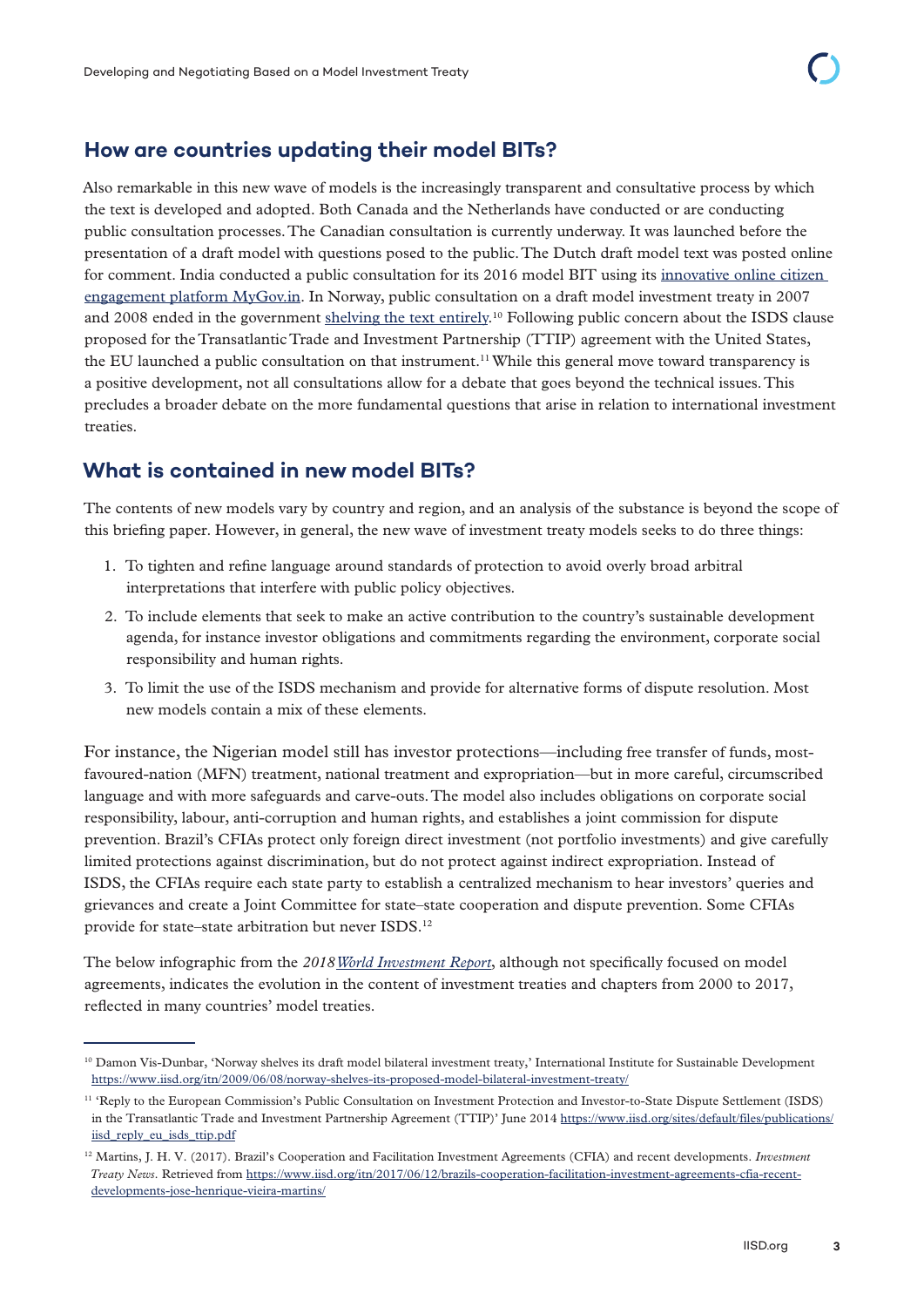## How are countries updating their model BITs?

Also remarkable in this new wave of models is the increasingly transparent and consultative process by which the text is developed and adopted. Both Canada and the Netherlands have conducted or are conducting public consultation processes. The Canadian consultation is currently underway. It was launched before the presentation of a draft model with questions posed to the public. The Dutch draft model text was posted online for comment. India conducted a public consultation for its 2016 model BIT using its innovative online citizen engagement platform MyGov.in. In Norway, public consultation on a draft model investment treaty in 2007 and 2008 ended in the government shelving the text entirely.[10] Following public concern about the ISDS clause proposed for the Transatlantic Trade and Investment Partnership (TTIP) agreement with the United States, the EU launched a public consultation on that instrument.[11] While this general move toward transparency is a positive development, not all consultations allow for a debate that goes beyond the technical issues. This precludes a broader debate on the more fundamental questions that arise in relation to international investment treaties.

## What is contained in new model BITs?

The contents of new models vary by country and region, and an analysis of the substance is beyond the scope of this briefing paper. However, in general, the new wave of investment treaty models seeks to do three things:

1. To tighten and refine language around standards of protection to avoid overly broad arbitral interpretations that interfere with public policy objectives.
2. To include elements that seek to make an active contribution to the country's sustainable development agenda, for instance investor obligations and commitments regarding the environment, corporate social responsibility and human rights.
3. To limit the use of the ISDS mechanism and provide for alternative forms of dispute resolution. Most new models contain a mix of these elements.

For instance, the Nigerian model still has investor protections—including free transfer of funds, most-favoured-nation (MFN) treatment, national treatment and expropriation—but in more careful, circumscribed language and with more safeguards and carve-outs. The model also includes obligations on corporate social responsibility, labour, anti-corruption and human rights, and establishes a joint commission for dispute prevention. Brazil's CFIAs protect only foreign direct investment (not portfolio investments) and give carefully limited protections against discrimination, but do not protect against indirect expropriation. Instead of ISDS, the CFIAs require each state party to establish a centralized mechanism to hear investors' queries and grievances and create a Joint Committee for state–state cooperation and dispute prevention. Some CFIAs provide for state–state arbitration but never ISDS.[12]

The below infographic from the *2018 World Investment Report*, although not specifically focused on model agreements, indicates the evolution in the content of investment treaties and chapters from 2000 to 2017, reflected in many countries' model treaties.

---

[10] Damon Vis-Dunbar, 'Norway shelves its draft model bilateral investment treaty,' International Institute for Sustainable Development https://www.iisd.org/itn/2009/06/08/norway-shelves-its-proposed-model-bilateral-investment-treaty/

[11] 'Reply to the European Commission's Public Consultation on Investment Protection and Investor-to-State Dispute Settlement (ISDS) in the Transatlantic Trade and Investment Partnership Agreement (TTIP)' June 2014 https://www.iisd.org/sites/default/files/publications/iisd_reply_eu_isds_ttip.pdf

[12] Martins, J. H. V. (2017). Brazil's Cooperation and Facilitation Investment Agreements (CFIA) and recent developments. *Investment Treaty News*. Retrieved from https://www.iisd.org/itn/2017/06/12/brazils-cooperation-facilitation-investment-agreements-cfia-recent-developments-jose-henrique-vieira-martins/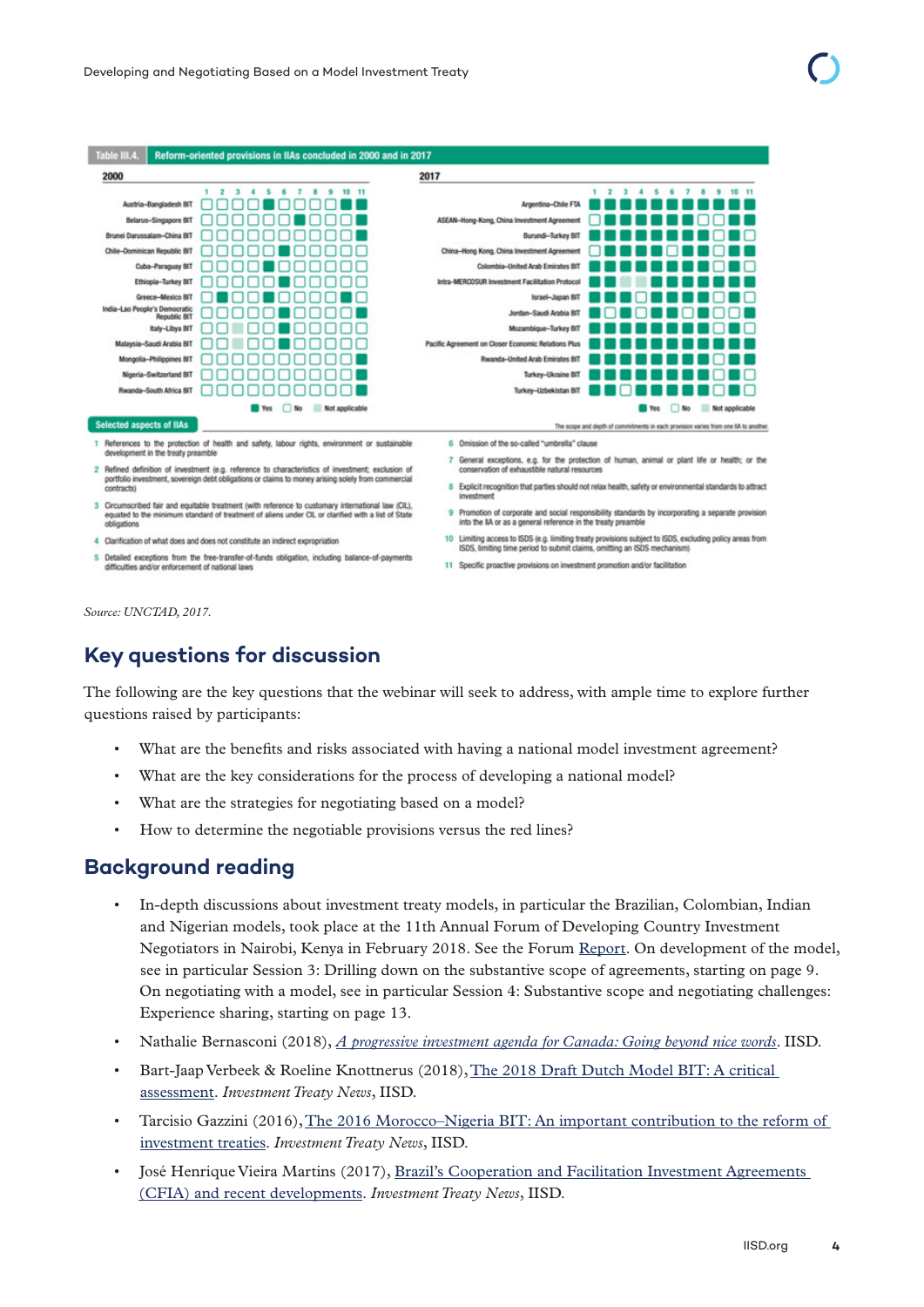**Table III.4. Reform-oriented provisions in IIAs concluded in 2000 and in 2017**

**2000**

| | 1 | 2 | 3 | 4 | 5 | 6 | 7 | 8 | 9 | 10 | 11 |
|---|---|---|---|---|---|---|---|---|---|---|---|
| Austria–Bangladesh BIT | No | No | No | No | Yes | No | No | No | No | Yes | Yes |
| Belarus–Singapore BIT | No | No | No | No | No | No | Yes | No | No | No | Yes |
| Brunei Darussalam–China BIT | No | No | No | No | No | No | No | No | No | No | Yes |
| Chile–Dominican Republic BIT | No | No | No | No | No | Yes | No | No | No | No | No |
| Cuba–Paraguay BIT | No | No | No | No | Yes | No | No | No | No | No | No |
| Ethiopia–Turkey BIT | No | No | No | No | No | Yes | No | No | No | No | No |
| Greece–Mexico BIT | No | Yes | No | No | Yes | No | No | No | No | Yes | No |
| India–Lao People's Democratic Republic BIT | No | No | No | No | No | Yes | No | No | No | No | Yes |
| Italy–Libya BIT | No | Not applicable | No | No | No | Yes | No | No | No | No | No |
| Malaysia–Saudi Arabia BIT | No | No | Not applicable | No | No | Yes | No | No | No | No | No |
| Mongolia–Philippines BIT | No | No | No | No | No | No | No | No | No | No | Yes |
| Nigeria–Switzerland BIT | No | No | No | No | No | No | No | No | No | No | Yes |
| Rwanda–South Africa BIT | No | No | No | No | No | No | No | No | No | No | Yes |

**2017**

| | 1 | 2 | 3 | 4 | 5 | 6 | 7 | 8 | 9 | 10 | 11 |
|---|---|---|---|---|---|---|---|---|---|---|---|
| Argentina–Chile FTA | No | Yes | Yes | Yes | Yes | Yes | Yes | Yes | Yes | Yes | Yes |
| ASEAN–Hong Kong, China Investment Agreement | No | Yes | Yes | Yes | Yes | Yes | Yes | Yes | No | Yes | Yes |
| Burundi–Turkey BIT | Yes | Yes | Yes | Yes | Yes | Yes | Yes | Yes | No | Yes | No |
| China–Hong Kong, China Investment Agreement | No | Yes | Yes | Yes | Yes | Yes | Yes | Yes | No | Yes | Yes |
| Colombia–United Arab Emirates BIT | Yes | Yes | Yes | Yes | Yes | Yes | Yes | Yes | No | Yes | No |
| Intra-MERCOSUR Investment Facilitation Protocol | Yes | Yes | Not applicable | Not applicable | Yes | Yes | Yes | Yes | Yes | Yes | Yes |
| Israel–Japan BIT | Yes | Yes | No | Yes | Yes | Yes | Yes | Yes | No | Yes | No |
| Jordan–Saudi Arabia BIT | Yes | No | Yes | Yes | Yes | No | Yes | Yes | No | Yes | No |
| Mozambique–Turkey BIT | Yes | Yes | Yes | Yes | Yes | Yes | Yes | Yes | No | Yes | No |
| Pacific Agreement on Closer Economic Relations Plus | Yes | Yes | Yes | Yes | Yes | Yes | Yes | Yes | No | Yes | Yes |
| Rwanda–United Arab Emirates BIT | Yes | Yes | Yes | Yes | Yes | Yes | Yes | Yes | No | Yes | Yes |
| Turkey–Ukraine BIT | Yes | Yes | Yes | Yes | Yes | Yes | Yes | Yes | No | Yes | No |
| Turkey–Uzbekistan BIT | Yes | Yes | No | Yes | Yes | Yes | Yes | Yes | No | Yes | No |

The scope and depth of commitments in each provision varies from one IIA to another.

**Selected aspects of IIAs**

1. References to the protection of health and safety, labour rights, environment or sustainable development in the treaty preamble
2. Refined definition of investment (e.g. reference to characteristics of investment; exclusion of portfolio investment, sovereign debt obligations or claims to money arising solely from commercial contracts)
3. Circumscribed fair and equitable treatment (with reference to customary international law (CIL), equated to the minimum standard of treatment of aliens under CIL or clarified with a list of State obligations
4. Clarification of what does and does not constitute an indirect expropriation
5. Detailed exceptions from the free-transfer-of-funds obligation, including balance-of-payments difficulties and/or enforcement of national laws
6. Omission of the so-called "umbrella" clause
7. General exceptions, e.g. for the protection of human, animal or plant life or health; or the conservation of exhaustible natural resources
8. Explicit recognition that parties should not relax health, safety or environmental standards to attract investment
9. Promotion of corporate and social responsibility standards by incorporating a separate provision into the IIA or as a general reference in the treaty preamble
10. Limiting access to ISDS (e.g. limiting treaty provisions subject to ISDS, excluding policy areas from ISDS, limiting time period to submit claims, omitting an ISDS mechanism)
11. Specific proactive provisions on investment promotion and/or facilitation

*Source: UNCTAD, 2017.*

## Key questions for discussion

The following are the key questions that the webinar will seek to address, with ample time to explore further questions raised by participants:

- What are the benefits and risks associated with having a national model investment agreement?
- What are the key considerations for the process of developing a national model?
- What are the strategies for negotiating based on a model?
- How to determine the negotiable provisions versus the red lines?

## Background reading

- In-depth discussions about investment treaty models, in particular the Brazilian, Colombian, Indian and Nigerian models, took place at the 11th Annual Forum of Developing Country Investment Negotiators in Nairobi, Kenya in February 2018. See the Forum Report. On development of the model, see in particular Session 3: Drilling down on the substantive scope of agreements, starting on page 9. On negotiating with a model, see in particular Session 4: Substantive scope and negotiating challenges: Experience sharing, starting on page 13.
- Nathalie Bernasconi (2018), *A progressive investment agenda for Canada: Going beyond nice words*. IISD.
- Bart-Jaap Verbeek & Roeline Knottnerus (2018), The 2018 Draft Dutch Model BIT: A critical assessment. *Investment Treaty News*, IISD.
- Tarcisio Gazzini (2016), The 2016 Morocco–Nigeria BIT: An important contribution to the reform of investment treaties. *Investment Treaty News*, IISD.
- José Henrique Vieira Martins (2017), Brazil's Cooperation and Facilitation Investment Agreements (CFIA) and recent developments. *Investment Treaty News*, IISD.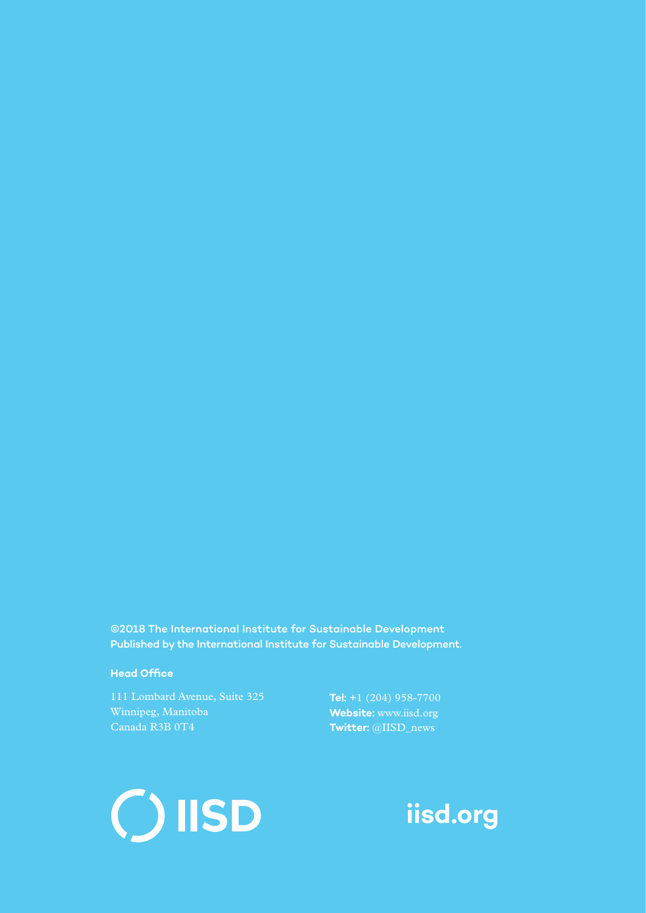©2018 The International Institute for Sustainable Development
Published by the International Institute for Sustainable Development.

**Head Office**

111 Lombard Avenue, Suite 325
Winnipeg, Manitoba
Canada R3B 0T4

**Tel:** +1 (204) 958-7700
**Website:** www.iisd.org
**Twitter:** @IISD_news

IISD

iisd.org